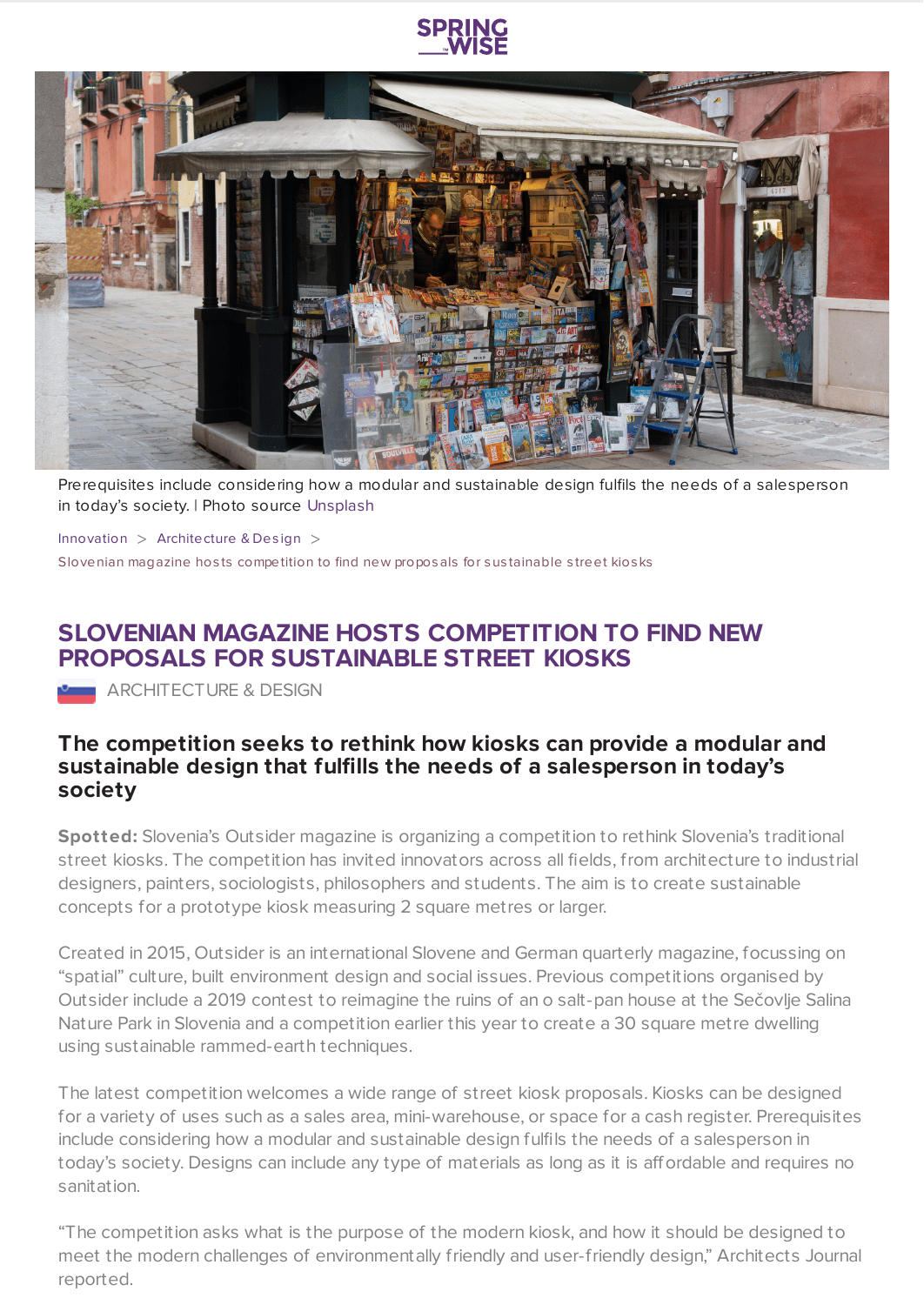Prerequisites include considering how a modular and sustainable design fulfils the needs of a salesperson in today's society. | Photo source Unsplash

Innovation > Architecture & Design > Slovenian magazine hosts competition to find new proposals for sustainable street kiosks

# SLOVENIAN MAGAZINE HOSTS COMPETITION TO FIND NEW PROPOSALS FOR SUSTAINABLE STREET KIOSKS

ARCHITECTURE & DESIGN

## The competition seeks to rethink how kiosks can provide a modular and sustainable design that fulfills the needs of a salesperson in today's society

**Spotted:** Slovenia's Outsider magazine is organizing a competition to rethink Slovenia's traditional street kiosks. The competition has invited innovators across all fields, from architecture to industrial designers, painters, sociologists, philosophers and students. The aim is to create sustainable concepts for a prototype kiosk measuring 2 square metres or larger.

Created in 2015, Outsider is an international Slovene and German quarterly magazine, focussing on "spatial" culture, built environment design and social issues. Previous competitions organised by Outsider include a 2019 contest to reimagine the ruins of an o salt-pan house at the Sečovlje Salina Nature Park in Slovenia and a competition earlier this year to create a 30 square metre dwelling using sustainable rammed-earth techniques.

The latest competition welcomes a wide range of street kiosk proposals. Kiosks can be designed for a variety of uses such as a sales area, mini-warehouse, or space for a cash register. Prerequisites include considering how a modular and sustainable design fulfils the needs of a salesperson in today's society. Designs can include any type of materials as long as it is affordable and requires no sanitation.

"The competition asks what is the purpose of the modern kiosk, and how it should be designed to meet the modern challenges of environmentally friendly and user-friendly design," Architects Journal reported.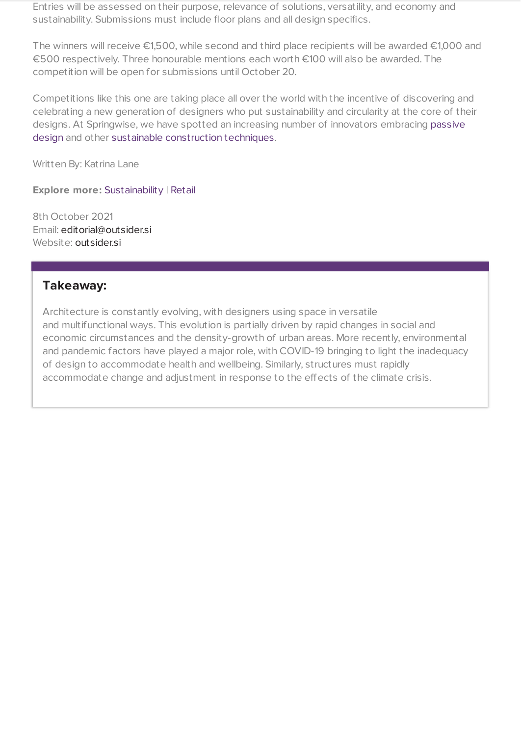Entries will be assessed on their purpose, relevance of solutions, versatility, and economy and sustainability. Submissions must include floor plans and all design specifics.

The winners will receive €1,500, while second and third place recipients will be awarded €1,000 and €500 respectively. Three honourable mentions each worth €100 will also be awarded. The competition will be open for submissions until October 20.

Competitions like this one are taking place all over the world with the incentive of discovering and celebrating a new generation of designers who put sustainability and circularity at the core of their designs. At Springwise, we have spotted an increasing number of innovators embracing passive design and other sustainable construction techniques.

Written By: Katrina Lane

**Explore more:** Sustainability | Retail

8th October 2021
Email: editorial@outsider.si
Website: outsider.si

### Takeaway:

Architecture is constantly evolving, with designers using space in versatile and multifunctional ways. This evolution is partially driven by rapid changes in social and economic circumstances and the density-growth of urban areas. More recently, environmental and pandemic factors have played a major role, with COVID-19 bringing to light the inadequacy of design to accommodate health and wellbeing. Similarly, structures must rapidly accommodate change and adjustment in response to the effects of the climate crisis.